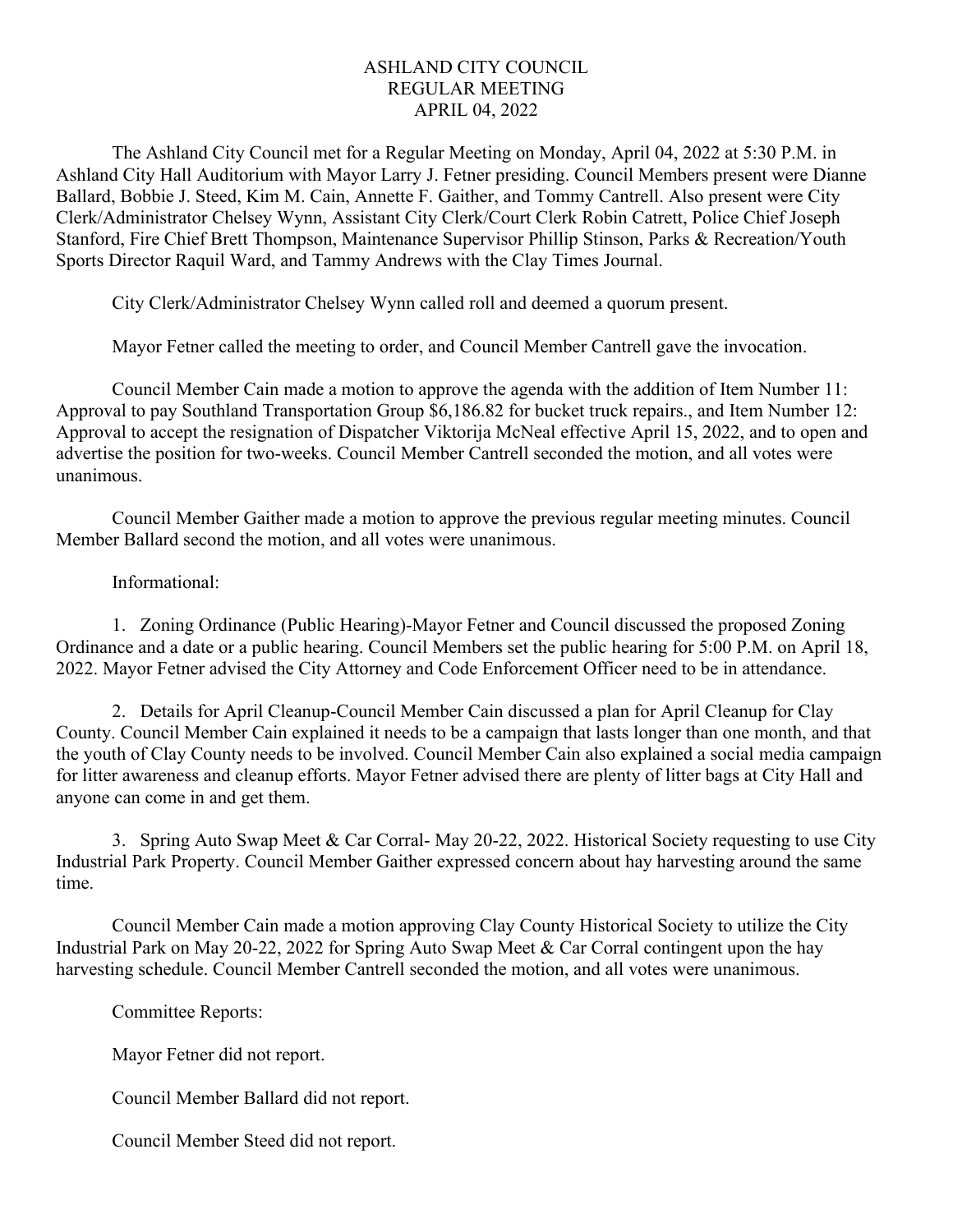# ASHLAND CITY COUNCIL
## REGULAR MEETING
## APRIL 04, 2022

The Ashland City Council met for a Regular Meeting on Monday, April 04, 2022 at 5:30 P.M. in Ashland City Hall Auditorium with Mayor Larry J. Fetner presiding. Council Members present were Dianne Ballard, Bobbie J. Steed, Kim M. Cain, Annette F. Gaither, and Tommy Cantrell. Also present were City Clerk/Administrator Chelsey Wynn, Assistant City Clerk/Court Clerk Robin Catrett, Police Chief Joseph Stanford, Fire Chief Brett Thompson, Maintenance Supervisor Phillip Stinson, Parks & Recreation/Youth Sports Director Raquil Ward, and Tammy Andrews with the Clay Times Journal.

City Clerk/Administrator Chelsey Wynn called roll and deemed a quorum present.

Mayor Fetner called the meeting to order, and Council Member Cantrell gave the invocation.

Council Member Cain made a motion to approve the agenda with the addition of Item Number 11: Approval to pay Southland Transportation Group $6,186.82 for bucket truck repairs., and Item Number 12: Approval to accept the resignation of Dispatcher Viktorija McNeal effective April 15, 2022, and to open and advertise the position for two-weeks. Council Member Cantrell seconded the motion, and all votes were unanimous.

Council Member Gaither made a motion to approve the previous regular meeting minutes. Council Member Ballard second the motion, and all votes were unanimous.

Informational:

1. Zoning Ordinance (Public Hearing)-Mayor Fetner and Council discussed the proposed Zoning Ordinance and a date or a public hearing. Council Members set the public hearing for 5:00 P.M. on April 18, 2022. Mayor Fetner advised the City Attorney and Code Enforcement Officer need to be in attendance.

2. Details for April Cleanup-Council Member Cain discussed a plan for April Cleanup for Clay County. Council Member Cain explained it needs to be a campaign that lasts longer than one month, and that the youth of Clay County needs to be involved. Council Member Cain also explained a social media campaign for litter awareness and cleanup efforts. Mayor Fetner advised there are plenty of litter bags at City Hall and anyone can come in and get them.

3. Spring Auto Swap Meet & Car Corral- May 20-22, 2022. Historical Society requesting to use City Industrial Park Property. Council Member Gaither expressed concern about hay harvesting around the same time.

Council Member Cain made a motion approving Clay County Historical Society to utilize the City Industrial Park on May 20-22, 2022 for Spring Auto Swap Meet & Car Corral contingent upon the hay harvesting schedule. Council Member Cantrell seconded the motion, and all votes were unanimous.

Committee Reports:

Mayor Fetner did not report.

Council Member Ballard did not report.

Council Member Steed did not report.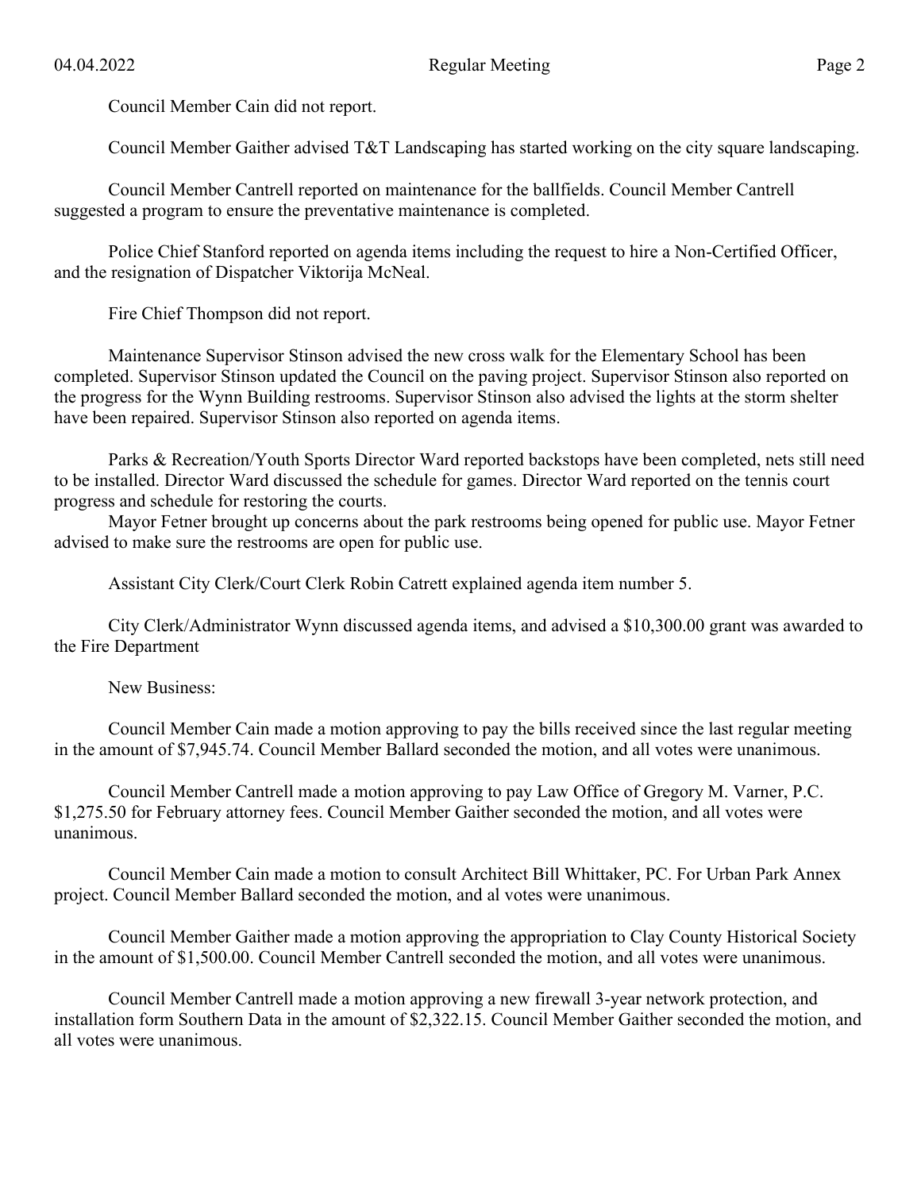Council Member Cain did not report.

Council Member Gaither advised T&T Landscaping has started working on the city square landscaping.

Council Member Cantrell reported on maintenance for the ballfields. Council Member Cantrell suggested a program to ensure the preventative maintenance is completed.

Police Chief Stanford reported on agenda items including the request to hire a Non-Certified Officer, and the resignation of Dispatcher Viktorija McNeal.

Fire Chief Thompson did not report.

Maintenance Supervisor Stinson advised the new cross walk for the Elementary School has been completed. Supervisor Stinson updated the Council on the paving project. Supervisor Stinson also reported on the progress for the Wynn Building restrooms. Supervisor Stinson also advised the lights at the storm shelter have been repaired. Supervisor Stinson also reported on agenda items.

Parks & Recreation/Youth Sports Director Ward reported backstops have been completed, nets still need to be installed. Director Ward discussed the schedule for games. Director Ward reported on the tennis court progress and schedule for restoring the courts.

Mayor Fetner brought up concerns about the park restrooms being opened for public use. Mayor Fetner advised to make sure the restrooms are open for public use.

Assistant City Clerk/Court Clerk Robin Catrett explained agenda item number 5.

City Clerk/Administrator Wynn discussed agenda items, and advised a $10,300.00 grant was awarded to the Fire Department

New Business:

Council Member Cain made a motion approving to pay the bills received since the last regular meeting in the amount of $7,945.74. Council Member Ballard seconded the motion, and all votes were unanimous.

Council Member Cantrell made a motion approving to pay Law Office of Gregory M. Varner, P.C. $1,275.50 for February attorney fees. Council Member Gaither seconded the motion, and all votes were unanimous.

Council Member Cain made a motion to consult Architect Bill Whittaker, PC. For Urban Park Annex project. Council Member Ballard seconded the motion, and al votes were unanimous.

Council Member Gaither made a motion approving the appropriation to Clay County Historical Society in the amount of $1,500.00. Council Member Cantrell seconded the motion, and all votes were unanimous.

Council Member Cantrell made a motion approving a new firewall 3-year network protection, and installation form Southern Data in the amount of $2,322.15. Council Member Gaither seconded the motion, and all votes were unanimous.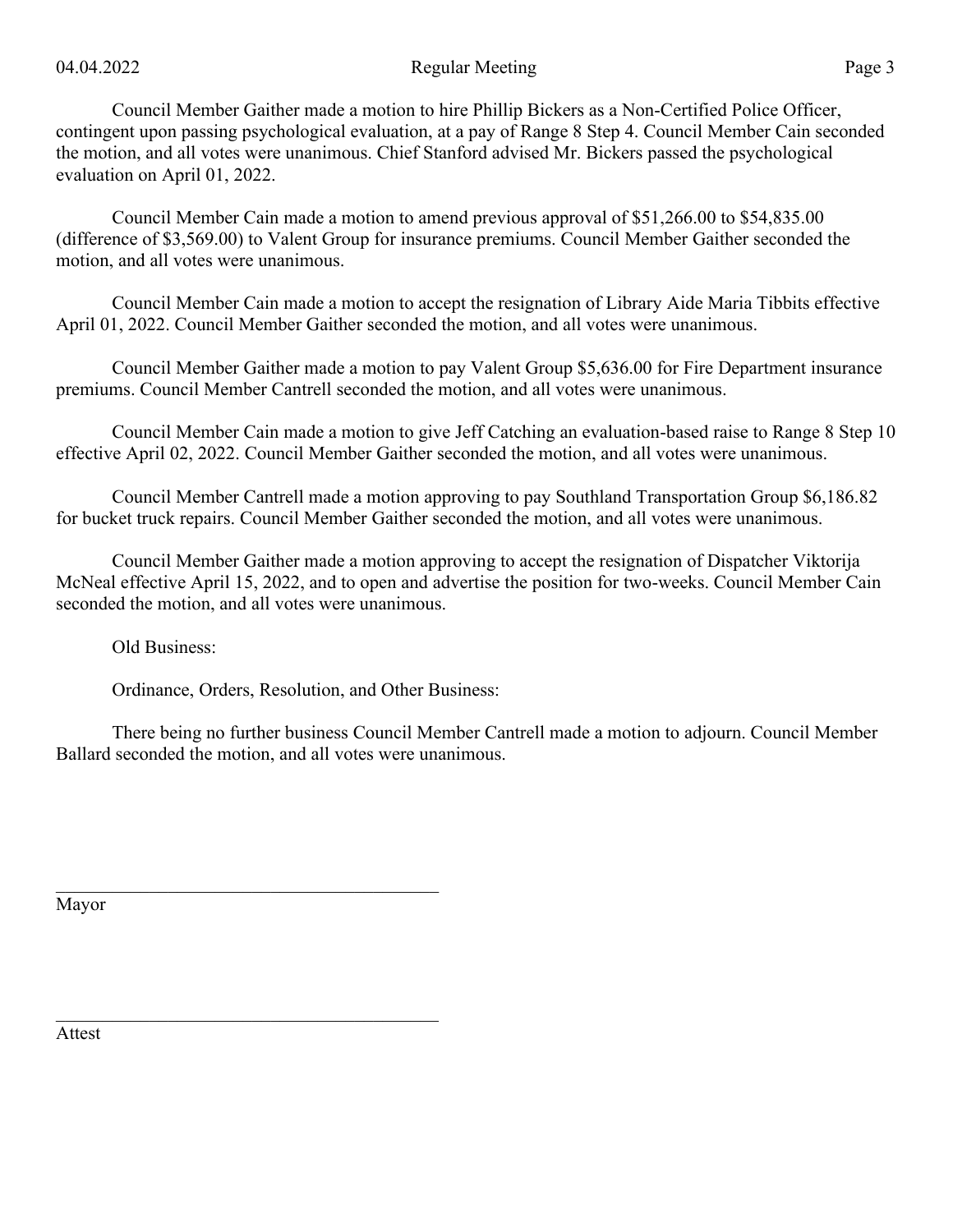Council Member Gaither made a motion to hire Phillip Bickers as a Non-Certified Police Officer, contingent upon passing psychological evaluation, at a pay of Range 8 Step 4. Council Member Cain seconded the motion, and all votes were unanimous. Chief Stanford advised Mr. Bickers passed the psychological evaluation on April 01, 2022.

Council Member Cain made a motion to amend previous approval of $51,266.00 to $54,835.00 (difference of $3,569.00) to Valent Group for insurance premiums. Council Member Gaither seconded the motion, and all votes were unanimous.

Council Member Cain made a motion to accept the resignation of Library Aide Maria Tibbits effective April 01, 2022. Council Member Gaither seconded the motion, and all votes were unanimous.

Council Member Gaither made a motion to pay Valent Group $5,636.00 for Fire Department insurance premiums. Council Member Cantrell seconded the motion, and all votes were unanimous.

Council Member Cain made a motion to give Jeff Catching an evaluation-based raise to Range 8 Step 10 effective April 02, 2022. Council Member Gaither seconded the motion, and all votes were unanimous.

Council Member Cantrell made a motion approving to pay Southland Transportation Group $6,186.82 for bucket truck repairs. Council Member Gaither seconded the motion, and all votes were unanimous.

Council Member Gaither made a motion approving to accept the resignation of Dispatcher Viktorija McNeal effective April 15, 2022, and to open and advertise the position for two-weeks. Council Member Cain seconded the motion, and all votes were unanimous.

Old Business:

Ordinance, Orders, Resolution, and Other Business:

There being no further business Council Member Cantrell made a motion to adjourn. Council Member Ballard seconded the motion, and all votes were unanimous.

\_\_\_\_\_\_\_\_\_\_\_\_\_\_\_\_\_\_\_\_\_\_\_\_\_\_\_\_\_\_\_\_\_\_\_\_\_\_\_\_

Mayor

\_\_\_\_\_\_\_\_\_\_\_\_\_\_\_\_\_\_\_\_\_\_\_\_\_\_\_\_\_\_\_\_\_\_\_\_\_\_\_\_

Attest